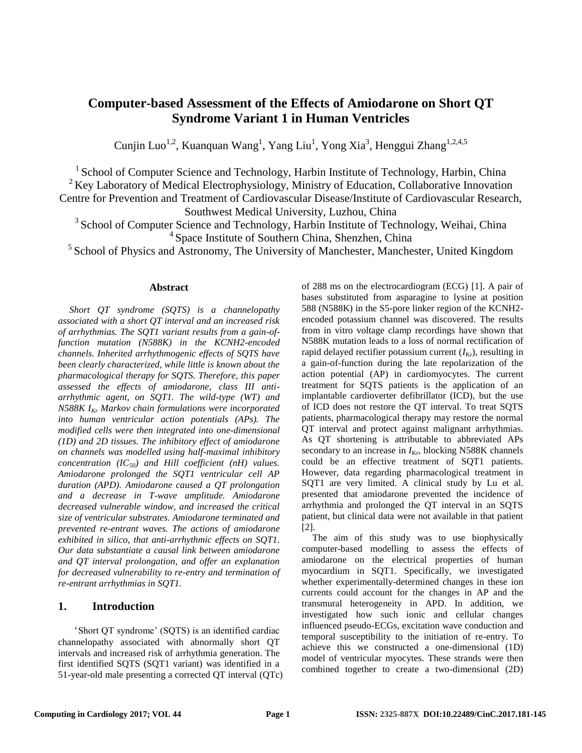# Computer-based Assessment of the Effects of Amiodarone on Short QT Syndrome Variant 1 in Human Ventricles

Cunjin Luo[1,2], Kuanquan Wang[1], Yang Liu[1], Yong Xia[3], Henggui Zhang[1,2,4,5]

[1] School of Computer Science and Technology, Harbin Institute of Technology, Harbin, China
[2] Key Laboratory of Medical Electrophysiology, Ministry of Education, Collaborative Innovation Centre for Prevention and Treatment of Cardiovascular Disease/Institute of Cardiovascular Research, Southwest Medical University, Luzhou, China
[3] School of Computer Science and Technology, Harbin Institute of Technology, Weihai, China
[4] Space Institute of Southern China, Shenzhen, China
[5] School of Physics and Astronomy, The University of Manchester, Manchester, United Kingdom

## Abstract

*Short QT syndrome (SQTS) is a channelopathy associated with a short QT interval and an increased risk of arrhythmias. The SQT1 variant results from a gain-of-function mutation (N588K) in the KCNH2-encoded channels. Inherited arrhythmogenic effects of SQTS have been clearly characterized, while little is known about the pharmacological therapy for SQTS. Therefore, this paper assessed the effects of amiodarone, class III anti-arrhythmic agent, on SQT1. The wild-type (WT) and N588K $I_{Kr}$ Markov chain formulations were incorporated into human ventricular action potentials (APs). The modified cells were then integrated into one-dimensional (1D) and 2D tissues. The inhibitory effect of amiodarone on channels was modelled using half-maximal inhibitory concentration ($IC_{50}$) and Hill coefficient (nH) values. Amiodarone prolonged the SQT1 ventricular cell AP duration (APD). Amiodarone caused a QT prolongation and a decrease in T-wave amplitude. Amiodarone decreased vulnerable window, and increased the critical size of ventricular substrates. Amiodarone terminated and prevented re-entrant waves. The actions of amiodarone exhibited in silico, that anti-arrhythmic effects on SQT1. Our data substantiate a causal link between amiodarone and QT interval prolongation, and offer an explanation for decreased vulnerability to re-entry and termination of re-entrant arrhythmias in SQT1.*

## 1. Introduction

'Short QT syndrome' (SQTS) is an identified cardiac channelopathy associated with abnormally short QT intervals and increased risk of arrhythmia generation. The first identified SQTS (SQT1 variant) was identified in a 51-year-old male presenting a corrected QT interval (QTc) of 288 ms on the electrocardiogram (ECG) [1]. A pair of bases substituted from asparagine to lysine at position 588 (N588K) in the S5-pore linker region of the KCNH2-encoded potassium channel was discovered. The results from in vitro voltage clamp recordings have shown that N588K mutation leads to a loss of normal rectification of rapid delayed rectifier potassium current ($I_{Kr}$), resulting in a gain-of-function during the late repolarization of the action potential (AP) in cardiomyocytes. The current treatment for SQTS patients is the application of an implantable cardioverter defibrillator (ICD), but the use of ICD does not restore the QT interval. To treat SQTS patients, pharmacological therapy may restore the normal QT interval and protect against malignant arrhythmias. As QT shortening is attributable to abbreviated APs secondary to an increase in $I_{Kr}$, blocking N588K channels could be an effective treatment of SQT1 patients. However, data regarding pharmacological treatment in SQT1 are very limited. A clinical study by Lu et al. presented that amiodarone prevented the incidence of arrhythmia and prolonged the QT interval in an SQTS patient, but clinical data were not available in that patient [2].

The aim of this study was to use biophysically computer-based modelling to assess the effects of amiodarone on the electrical properties of human myocardium in SQT1. Specifically, we investigated whether experimentally-determined changes in these ion currents could account for the changes in AP and the transmural heterogeneity in APD. In addition, we investigated how such ionic and cellular changes influenced pseudo-ECGs, excitation wave conduction and temporal susceptibility to the initiation of re-entry. To achieve this we constructed a one-dimensional (1D) model of ventricular myocytes. These strands were then combined together to create a two-dimensional (2D)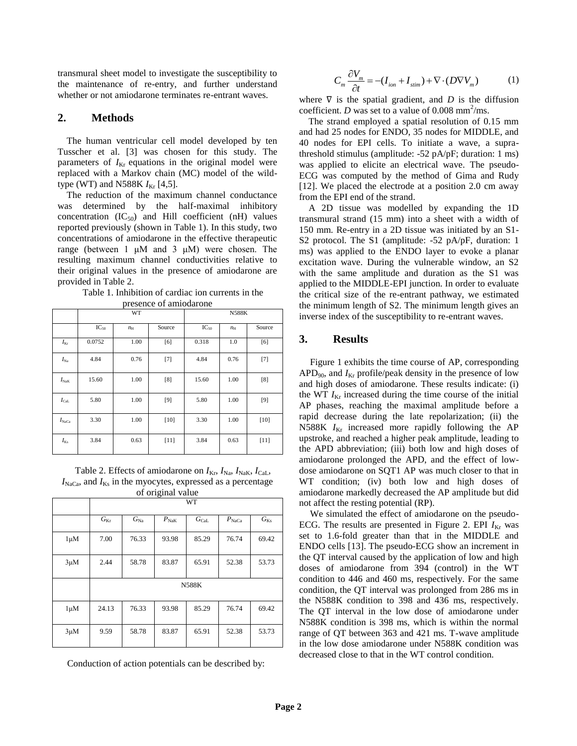transmural sheet model to investigate the susceptibility to the maintenance of re-entry, and further understand whether or not amiodarone terminates re-entrant waves.

## 2. Methods

The human ventricular cell model developed by ten Tusscher et al. [3] was chosen for this study. The parameters of $I_{Kr}$ equations in the original model were replaced with a Markov chain (MC) model of the wild-type (WT) and N588K $I_{Kr}$ [4,5].

The reduction of the maximum channel conductance was determined by the half-maximal inhibitory concentration ($IC_{50}$) and Hill coefficient (nH) values reported previously (shown in Table 1). In this study, two concentrations of amiodarone in the effective therapeutic range (between 1 μM and 3 μM) were chosen. The resulting maximum channel conductivities relative to their original values in the presence of amiodarone are provided in Table 2.

Table 1. Inhibition of cardiac ion currents in the presence of amiodarone

| | WT | | | N588K | | |
|---|---|---|---|---|---|---|
| | $IC_{50}$ | $n_H$ | Source | $IC_{50}$ | $n_H$ | Source |
| $I_{Kr}$ | 0.0752 | 1.00 | [6] | 0.318 | 1.0 | [6] |
| $I_{Na}$ | 4.84 | 0.76 | [7] | 4.84 | 0.76 | [7] |
| $I_{NaK}$ | 15.60 | 1.00 | [8] | 15.60 | 1.00 | [8] |
| $I_{CaL}$ | 5.80 | 1.00 | [9] | 5.80 | 1.00 | [9] |
| $I_{NaCa}$ | 3.30 | 1.00 | [10] | 3.30 | 1.00 | [10] |
| $I_{Ks}$ | 3.84 | 0.63 | [11] | 3.84 | 0.63 | [11] |

Table 2. Effects of amiodarone on $I_{Kr}$, $I_{Na}$, $I_{NaK}$, $I_{CaL}$, $I_{NaCa}$, and $I_{Ks}$ in the myocytes, expressed as a percentage of original value

| | WT | | | | | |
|---|---|---|---|---|---|---|
| | $G_{Kr}$ | $G_{Na}$ | $P_{NaK}$ | $G_{CaL}$ | $P_{NaCa}$ | $G_{Ks}$ |
| 1μM | 7.00 | 76.33 | 93.98 | 85.29 | 76.74 | 69.42 |
| 3μM | 2.44 | 58.78 | 83.87 | 65.91 | 52.38 | 53.73 |
| | N588K | | | | | |
| 1μM | 24.13 | 76.33 | 93.98 | 85.29 | 76.74 | 69.42 |
| 3μM | 9.59 | 58.78 | 83.87 | 65.91 | 52.38 | 53.73 |

Conduction of action potentials can be described by:

$$C_m \frac{\partial V_m}{\partial t} = -(I_{ion} + I_{stim}) + \nabla \cdot (D \nabla V_m) \qquad (1)$$

where ∇ is the spatial gradient, and $D$ is the diffusion coefficient. $D$ was set to a value of 0.008 $mm^2$/ms.

The strand employed a spatial resolution of 0.15 mm and had 25 nodes for ENDO, 35 nodes for MIDDLE, and 40 nodes for EPI cells. To initiate a wave, a supra-threshold stimulus (amplitude: -52 pA/pF; duration: 1 ms) was applied to elicite an electrical wave. The pseudo-ECG was computed by the method of Gima and Rudy [12]. We placed the electrode at a position 2.0 cm away from the EPI end of the strand.

A 2D tissue was modelled by expanding the 1D transmural strand (15 mm) into a sheet with a width of 150 mm. Re-entry in a 2D tissue was initiated by an S1-S2 protocol. The S1 (amplitude: -52 pA/pF, duration: 1 ms) was applied to the ENDO layer to evoke a planar excitation wave. During the vulnerable window, an S2 with the same amplitude and duration as the S1 was applied to the MIDDLE-EPI junction. In order to evaluate the critical size of the re-entrant pathway, we estimated the minimum length of S2. The minimum length gives an inverse index of the susceptibility to re-entrant waves.

## 3. Results

Figure 1 exhibits the time course of AP, corresponding $APD_{90}$, and $I_{Kr}$ profile/peak density in the presence of low and high doses of amiodarone. These results indicate: (i) the WT $I_{Kr}$ increased during the time course of the initial AP phases, reaching the maximal amplitude before a rapid decrease during the late repolarization; (ii) the N588K $I_{Kr}$ increased more rapidly following the AP upstroke, and reached a higher peak amplitude, leading to the APD abbreviation; (iii) both low and high doses of amiodarone prolonged the APD, and the effect of low-dose amiodarone on SQT1 AP was much closer to that in WT condition; (iv) both low and high doses of amiodarone markedly decreased the AP amplitude but did not affect the resting potential (RP).

We simulated the effect of amiodarone on the pseudo-ECG. The results are presented in Figure 2. EPI $I_{Kr}$ was set to 1.6-fold greater than that in the MIDDLE and ENDO cells [13]. The pseudo-ECG show an increment in the QT interval caused by the application of low and high doses of amiodarone from 394 (control) in the WT condition to 446 and 460 ms, respectively. For the same condition, the QT interval was prolonged from 286 ms in the N588K condition to 398 and 436 ms, respectively. The QT interval in the low dose of amiodarone under N588K condition is 398 ms, which is within the normal range of QT between 363 and 421 ms. T-wave amplitude in the low dose amiodarone under N588K condition was decreased close to that in the WT control condition.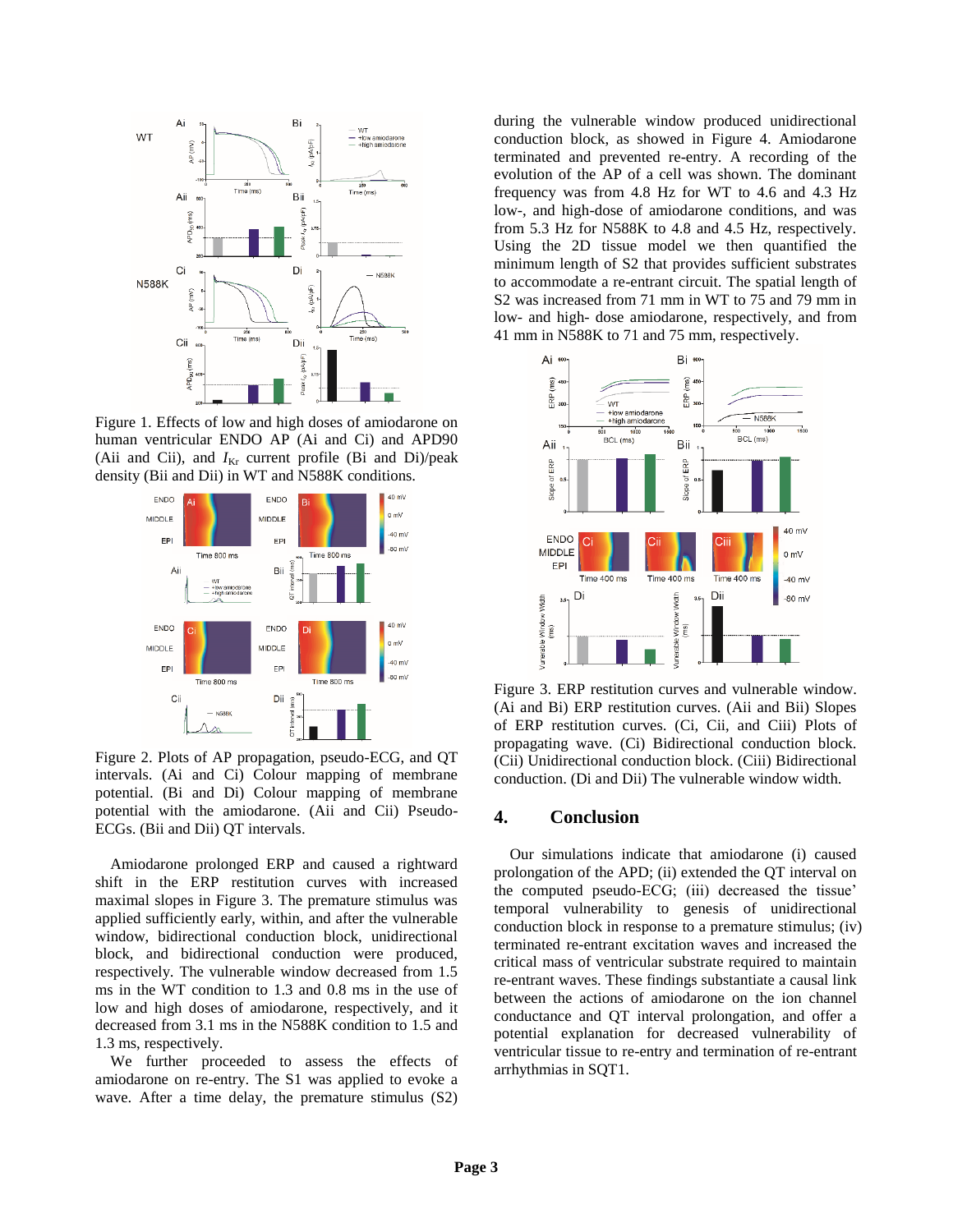Figure 1. Effects of low and high doses of amiodarone on human ventricular ENDO AP (Ai and Ci) and APD90 (Aii and Cii), and $I_{Kr}$ current profile (Bi and Di)/peak density (Bii and Dii) in WT and N588K conditions.

Figure 2. Plots of AP propagation, pseudo-ECG, and QT intervals. (Ai and Ci) Colour mapping of membrane potential. (Bi and Di) Colour mapping of membrane potential with the amiodarone. (Aii and Cii) Pseudo-ECGs. (Bii and Dii) QT intervals.

Amiodarone prolonged ERP and caused a rightward shift in the ERP restitution curves with increased maximal slopes in Figure 3. The premature stimulus was applied sufficiently early, within, and after the vulnerable window, bidirectional conduction block, unidirectional block, and bidirectional conduction were produced, respectively. The vulnerable window decreased from 1.5 ms in the WT condition to 1.3 and 0.8 ms in the use of low and high doses of amiodarone, respectively, and it decreased from 3.1 ms in the N588K condition to 1.5 and 1.3 ms, respectively.

We further proceeded to assess the effects of amiodarone on re-entry. The S1 was applied to evoke a wave. After a time delay, the premature stimulus (S2) during the vulnerable window produced unidirectional conduction block, as showed in Figure 4. Amiodarone terminated and prevented re-entry. A recording of the evolution of the AP of a cell was shown. The dominant frequency was from 4.8 Hz for WT to 4.6 and 4.3 Hz for low-, and high-dose of amiodarone conditions, and was from 5.3 Hz for N588K to 4.8 and 4.5 Hz, respectively. Using the 2D tissue model we then quantified the minimum length of S2 that provides sufficient substrates to accommodate a re-entrant circuit. The spatial length of S2 was increased from 71 mm in WT to 75 and 79 mm in low- and high- dose amiodarone, respectively, and from 41 mm in N588K to 71 and 75 mm, respectively.

Figure 3. ERP restitution curves and vulnerable window. (Ai and Bi) ERP restitution curves. (Aii and Bii) Slopes of ERP restitution curves. (Ci, Cii, and Ciii) Plots of propagating wave. (Ci) Bidirectional conduction block. (Cii) Unidirectional conduction block. (Ciii) Bidirectional conduction. (Di and Dii) The vulnerable window width.

## 4. Conclusion

Our simulations indicate that amiodarone (i) caused prolongation of the APD; (ii) extended the QT interval on the computed pseudo-ECG; (iii) decreased the tissue' temporal vulnerability to genesis of unidirectional conduction block in response to a premature stimulus; (iv) terminated re-entrant excitation waves and increased the critical mass of ventricular substrate required to maintain re-entrant waves. These findings substantiate a causal link between the actions of amiodarone on the ion channel conductance and QT interval prolongation, and offer a potential explanation for decreased vulnerability of ventricular tissue to re-entry and termination of re-entrant arrhythmias in SQT1.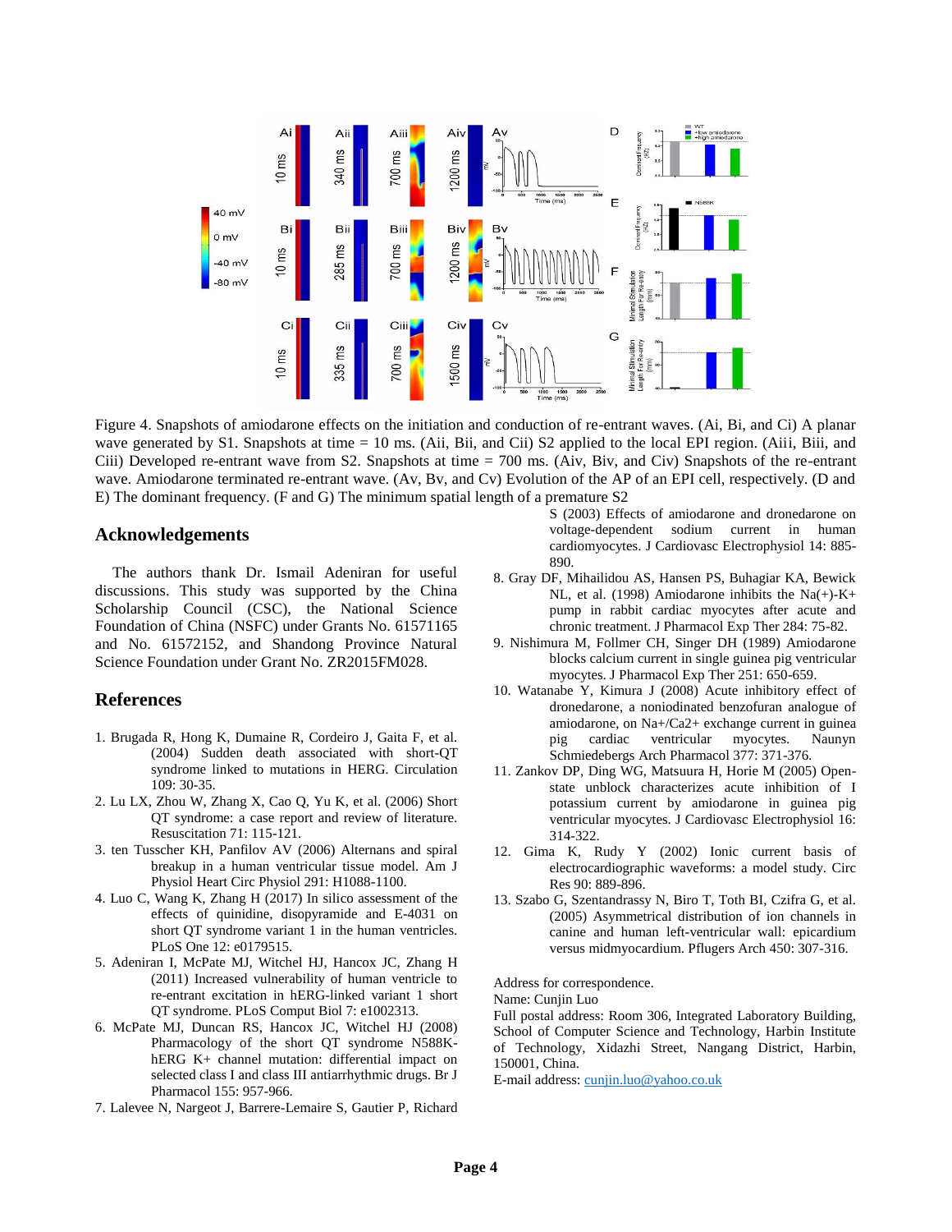40 mV

0 mV

-40 mV

-80 mV

Ai 10 ms

Aii 340 ms

Aiii 700 ms

Aiv 1200 ms

Av

Time (ms)

Bi 10 ms

Bii 285 ms

Biii 700 ms

Biv 1200 ms

Bv

Time (ms)

Ci 10 ms

Cii 335 ms

Ciii 700 ms

Civ 1500 ms

Cv

Time (ms)

D

WT

+low amiodarone

+high amiodarone

Dominant Frequency (HZ)

E

N588K

Dominant Frequency (HZ)

F

Minimal Stimulation Length For Re-entry (mm)

G

Minimal Stimulation Length For Re-entry (mm)

Figure 4. Snapshots of amiodarone effects on the initiation and conduction of re-entrant waves. (Ai, Bi, and Ci) A planar wave generated by S1. Snapshots at time = 10 ms. (Aii, Bii, and Cii) S2 applied to the local EPI region. (Aiii, Biii, and Ciii) Developed re-entrant wave from S2. Snapshots at time = 700 ms. (Aiv, Biv, and Civ) Snapshots of the re-entrant wave. Amiodarone terminated re-entrant wave. (Av, Bv, and Cv) Evolution of the AP of an EPI cell, respectively. (D and E) The dominant frequency. (F and G) The minimum spatial length of a premature S2

## Acknowledgements

The authors thank Dr. Ismail Adeniran for useful discussions. This study was supported by the China Scholarship Council (CSC), the National Science Foundation of China (NSFC) under Grants No. 61571165 and No. 61572152, and Shandong Province Natural Science Foundation under Grant No. ZR2015FM028.

## References

1. Brugada R, Hong K, Dumaine R, Cordeiro J, Gaita F, et al. (2004) Sudden death associated with short-QT syndrome linked to mutations in HERG. Circulation 109: 30-35.
2. Lu LX, Zhou W, Zhang X, Cao Q, Yu K, et al. (2006) Short QT syndrome: a case report and review of literature. Resuscitation 71: 115-121.
3. ten Tusscher KH, Panfilov AV (2006) Alternans and spiral breakup in a human ventricular tissue model. Am J Physiol Heart Circ Physiol 291: H1088-1100.
4. Luo C, Wang K, Zhang H (2017) In silico assessment of the effects of quinidine, disopyramide and E-4031 on short QT syndrome variant 1 in the human ventricles. PLoS One 12: e0179515.
5. Adeniran I, McPate MJ, Witchel HJ, Hancox JC, Zhang H (2011) Increased vulnerability of human ventricle to re-entrant excitation in hERG-linked variant 1 short QT syndrome. PLoS Comput Biol 7: e1002313.
6. McPate MJ, Duncan RS, Hancox JC, Witchel HJ (2008) Pharmacology of the short QT syndrome N588K-hERG K+ channel mutation: differential impact on selected class I and class III antiarrhythmic drugs. Br J Pharmacol 155: 957-966.
7. Lalevee N, Nargeot J, Barrere-Lemaire S, Gautier P, Richard S (2003) Effects of amiodarone and dronedarone on voltage-dependent sodium current in human cardiomyocytes. J Cardiovasc Electrophysiol 14: 885-890.
8. Gray DF, Mihailidou AS, Hansen PS, Buhagiar KA, Bewick NL, et al. (1998) Amiodarone inhibits the Na(+)-K+ pump in rabbit cardiac myocytes after acute and chronic treatment. J Pharmacol Exp Ther 284: 75-82.
9. Nishimura M, Follmer CH, Singer DH (1989) Amiodarone blocks calcium current in single guinea pig ventricular myocytes. J Pharmacol Exp Ther 251: 650-659.
10. Watanabe Y, Kimura J (2008) Acute inhibitory effect of dronedarone, a noniodinated benzofuran analogue of amiodarone, on Na+/Ca2+ exchange current in guinea pig cardiac ventricular myocytes. Naunyn Schmiedebergs Arch Pharmacol 377: 371-376.
11. Zankov DP, Ding WG, Matsuura H, Horie M (2005) Open-state unblock characterizes acute inhibition of I potassium current by amiodarone in guinea pig ventricular myocytes. J Cardiovasc Electrophysiol 16: 314-322.
12. Gima K, Rudy Y (2002) Ionic current basis of electrocardiographic waveforms: a model study. Circ Res 90: 889-896.
13. Szabo G, Szentandrassy N, Biro T, Toth BI, Czifra G, et al. (2005) Asymmetrical distribution of ion channels in canine and human left-ventricular wall: epicardium versus midmyocardium. Pflugers Arch 450: 307-316.

Address for correspondence.

Name: Cunjin Luo

Full postal address: Room 306, Integrated Laboratory Building, School of Computer Science and Technology, Harbin Institute of Technology, Xidazhi Street, Nangang District, Harbin, 150001, China.

E-mail address: cunjin.luo@yahoo.co.uk